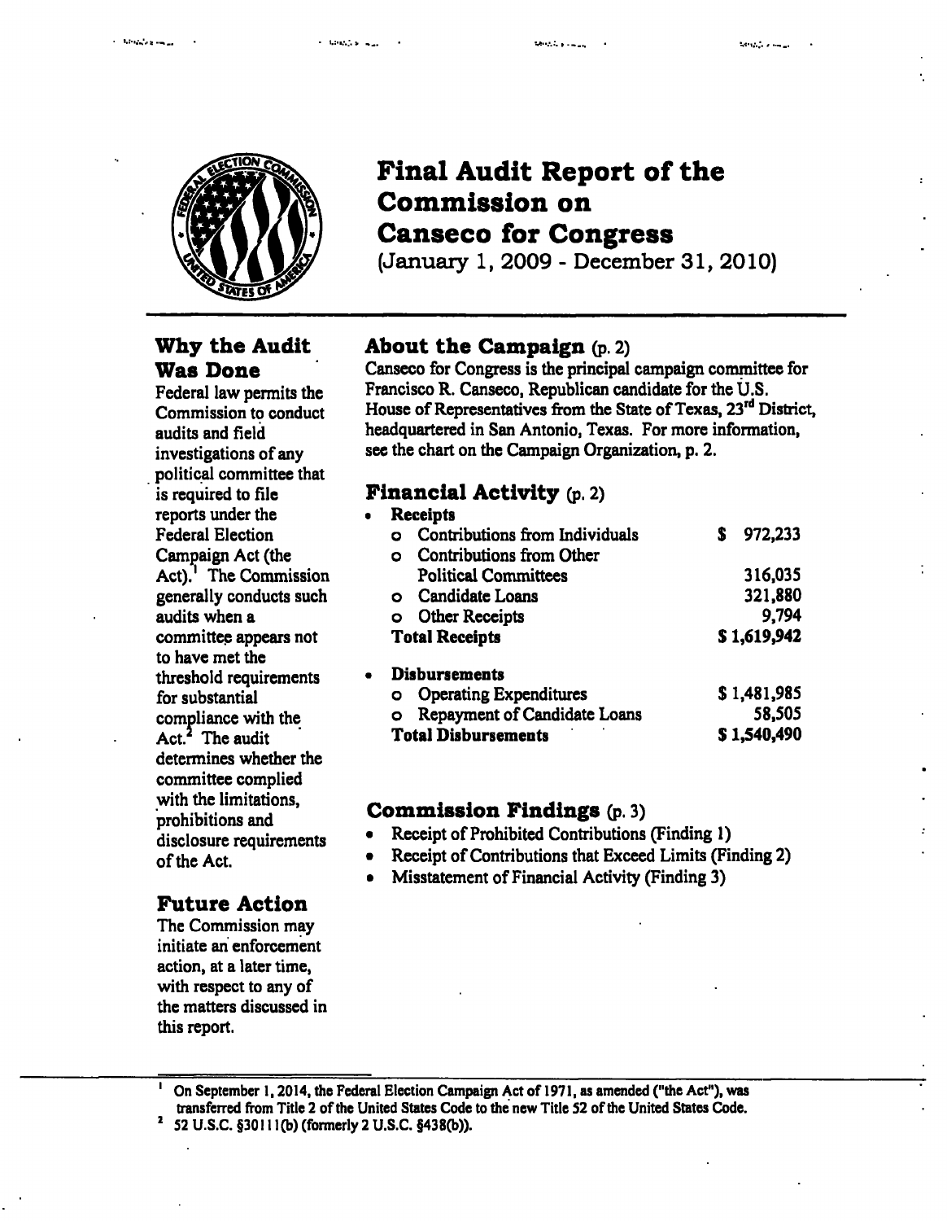# Final Audit Report of the Commission on Canseco for Congress

(January 1, 2009 - December 31, 2010)

## Why the Audit Was Done

Federal law permits the Commission to conduct audits and field investigations of any political committee that is required to file reports under the Federal Election Campaign Act (the Act).[1] The Commission generally conducts such audits when a committee appears not to have met the threshold requirements for substantial compliance with the Act.[2] The audit determines whether the committee complied with the limitations, prohibitions and disclosure requirements of the Act.

## Future Action

The Commission may initiate an enforcement action, at a later time, with respect to any of the matters discussed in this report.

## About the Campaign (p. 2)

Canseco for Congress is the principal campaign committee for Francisco R. Canseco, Republican candidate for the U.S. House of Representatives from the State of Texas, 23rd District, headquartered in San Antonio, Texas. For more information, see the chart on the Campaign Organization, p. 2.

## Financial Activity (p. 2)

| | |
|---|---|
| **Receipts** | |
| Contributions from Individuals | $ 972,233 |
| Contributions from Other Political Committees | 316,035 |
| Candidate Loans | 321,880 |
| Other Receipts | 9,794 |
| **Total Receipts** | **$ 1,619,942** |
| **Disbursements** | |
| Operating Expenditures | $ 1,481,985 |
| Repayment of Candidate Loans | 58,505 |
| **Total Disbursements** | **$ 1,540,490** |

## Commission Findings (p. 3)

- Receipt of Prohibited Contributions (Finding 1)
- Receipt of Contributions that Exceed Limits (Finding 2)
- Misstatement of Financial Activity (Finding 3)

---

[1] On September 1, 2014, the Federal Election Campaign Act of 1971, as amended ("the Act"), was transferred from Title 2 of the United States Code to the new Title 52 of the United States Code.

[2] 52 U.S.C. §30111(b) (formerly 2 U.S.C. §438(b)).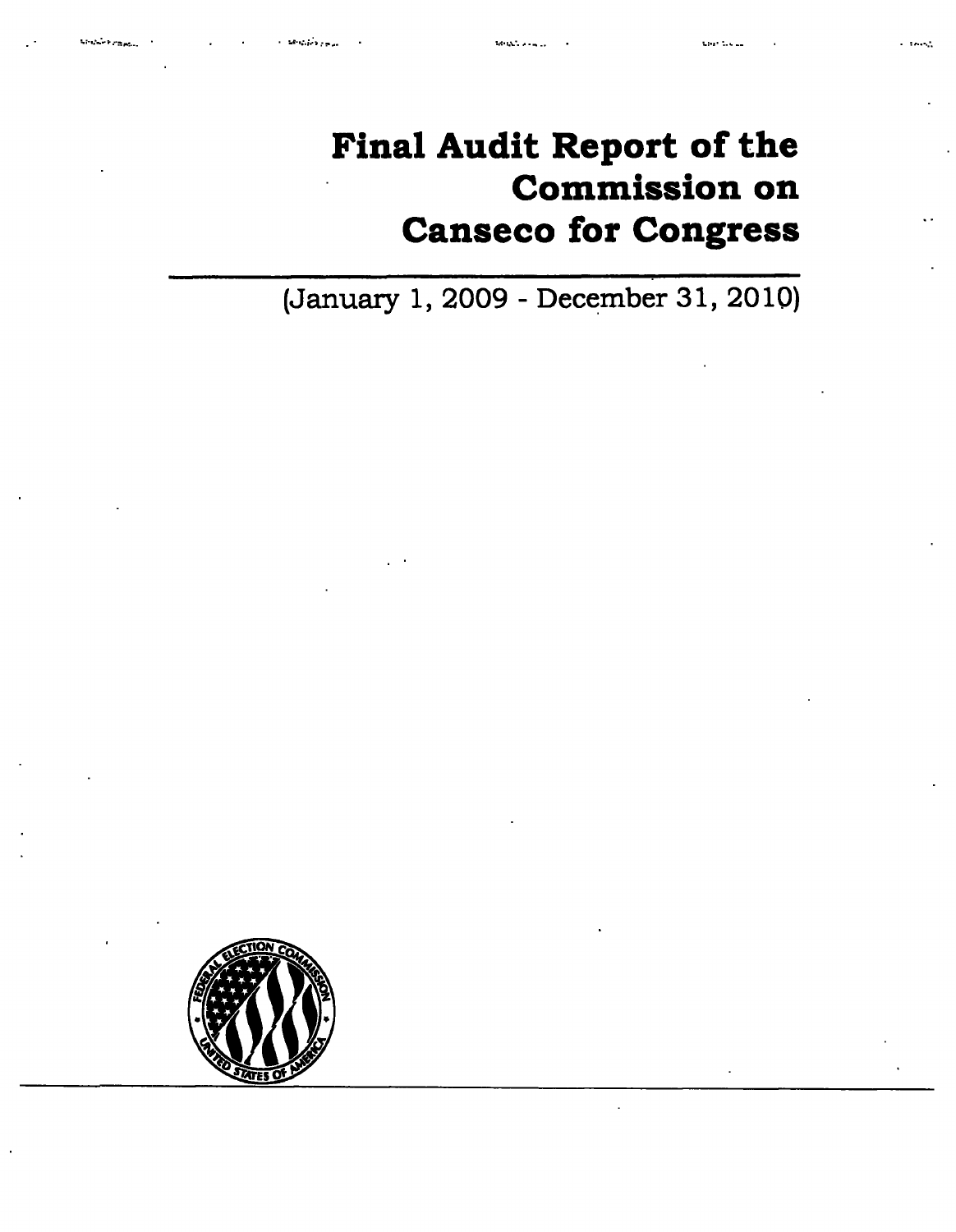# Final Audit Report of the Commission on Canseco for Congress

(January 1, 2009 - December 31, 2010)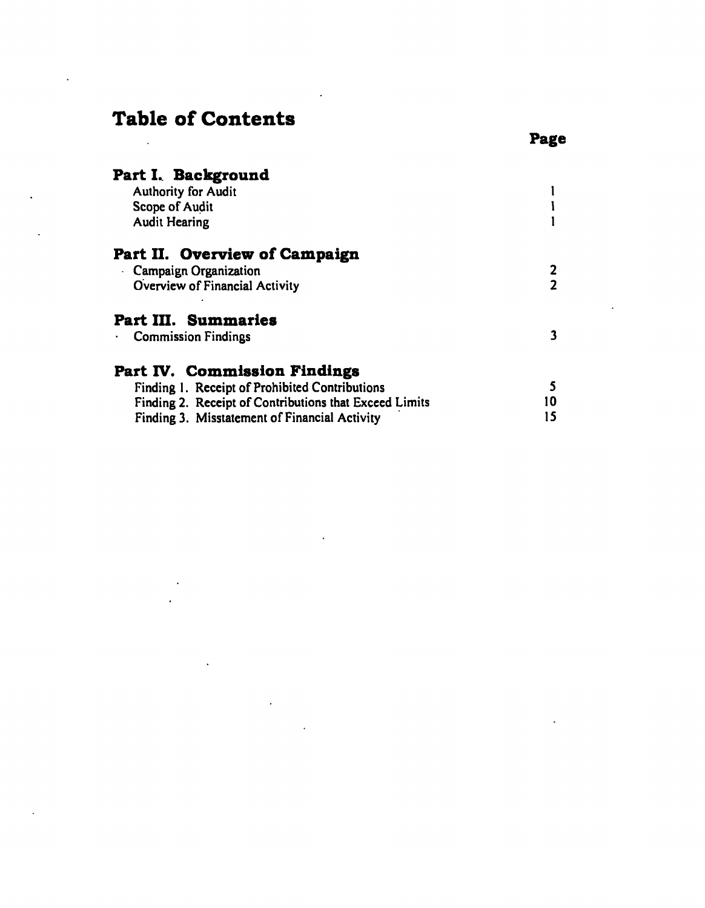# Table of Contents

| | Page |
|---|---|
| **Part I. Background** | |
| Authority for Audit | 1 |
| Scope of Audit | 1 |
| Audit Hearing | 1 |
| **Part II. Overview of Campaign** | |
| Campaign Organization | 2 |
| Overview of Financial Activity | 2 |
| **Part III. Summaries** | |
| Commission Findings | 3 |
| **Part IV. Commission Findings** | |
| Finding 1. Receipt of Prohibited Contributions | 5 |
| Finding 2. Receipt of Contributions that Exceed Limits | 10 |
| Finding 3. Misstatement of Financial Activity | 15 |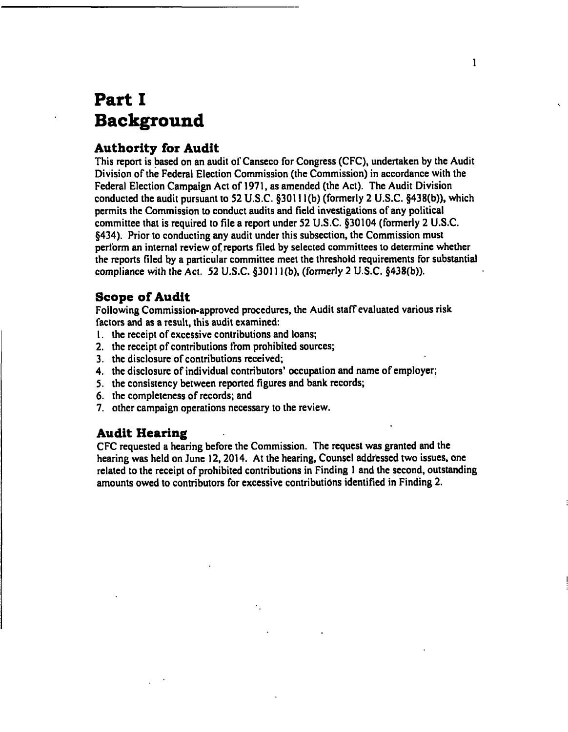# Part I
# Background

## Authority for Audit

This report is based on an audit of Canseco for Congress (CFC), undertaken by the Audit Division of the Federal Election Commission (the Commission) in accordance with the Federal Election Campaign Act of 1971, as amended (the Act). The Audit Division conducted the audit pursuant to 52 U.S.C. §30111(b) (formerly 2 U.S.C. §438(b)), which permits the Commission to conduct audits and field investigations of any political committee that is required to file a report under 52 U.S.C. §30104 (formerly 2 U.S.C. §434). Prior to conducting any audit under this subsection, the Commission must perform an internal review of reports filed by selected committees to determine whether the reports filed by a particular committee meet the threshold requirements for substantial compliance with the Act. 52 U.S.C. §30111(b), (formerly 2 U.S.C. §438(b)).

## Scope of Audit

Following Commission-approved procedures, the Audit staff evaluated various risk factors and as a result, this audit examined:

1. the receipt of excessive contributions and loans;
2. the receipt of contributions from prohibited sources;
3. the disclosure of contributions received;
4. the disclosure of individual contributors' occupation and name of employer;
5. the consistency between reported figures and bank records;
6. the completeness of records; and
7. other campaign operations necessary to the review.

## Audit Hearing

CFC requested a hearing before the Commission. The request was granted and the hearing was held on June 12, 2014. At the hearing, Counsel addressed two issues, one related to the receipt of prohibited contributions in Finding 1 and the second, outstanding amounts owed to contributors for excessive contributions identified in Finding 2.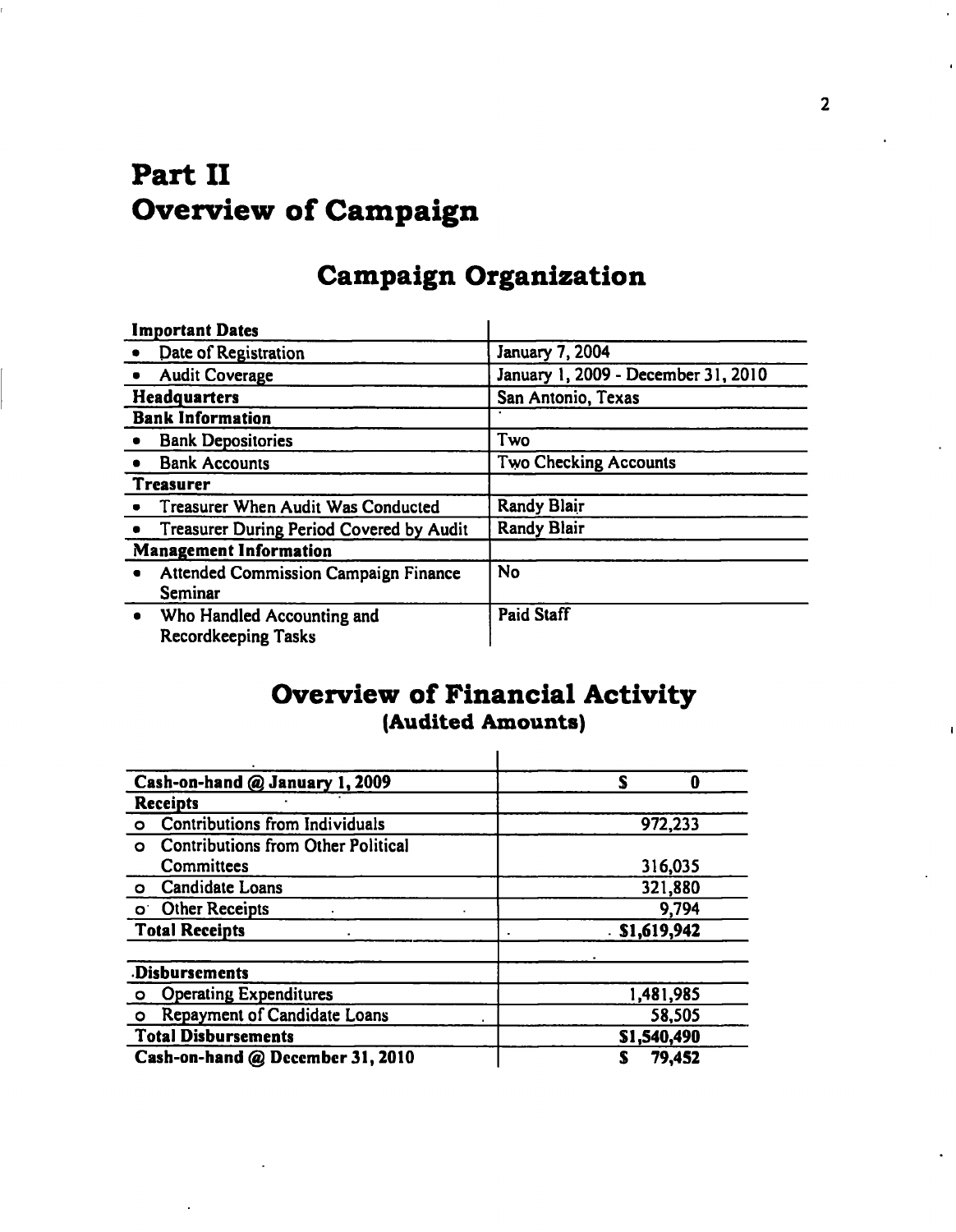# Part II
# Overview of Campaign

## Campaign Organization

| Important Dates | |
|---|---|
| • Date of Registration | January 7, 2004 |
| • Audit Coverage | January 1, 2009 - December 31, 2010 |
| **Headquarters** | San Antonio, Texas |
| **Bank Information** | |
| • Bank Depositories | Two |
| • Bank Accounts | Two Checking Accounts |
| **Treasurer** | |
| • Treasurer When Audit Was Conducted | Randy Blair |
| • Treasurer During Period Covered by Audit | Randy Blair |
| **Management Information** | |
| • Attended Commission Campaign Finance Seminar | No |
| • Who Handled Accounting and Recordkeeping Tasks | Paid Staff |

## Overview of Financial Activity
### (Audited Amounts)

| | |
|---|---|
| **Cash-on-hand @ January 1, 2009** | $ 0 |
| **Receipts** | |
| o Contributions from Individuals | 972,233 |
| o Contributions from Other Political Committees | 316,035 |
| o Candidate Loans | 321,880 |
| o Other Receipts | 9,794 |
| **Total Receipts** | **$1,619,942** |
| | |
| **Disbursements** | |
| o Operating Expenditures | 1,481,985 |
| o Repayment of Candidate Loans | 58,505 |
| **Total Disbursements** | **$1,540,490** |
| **Cash-on-hand @ December 31, 2010** | **$ 79,452** |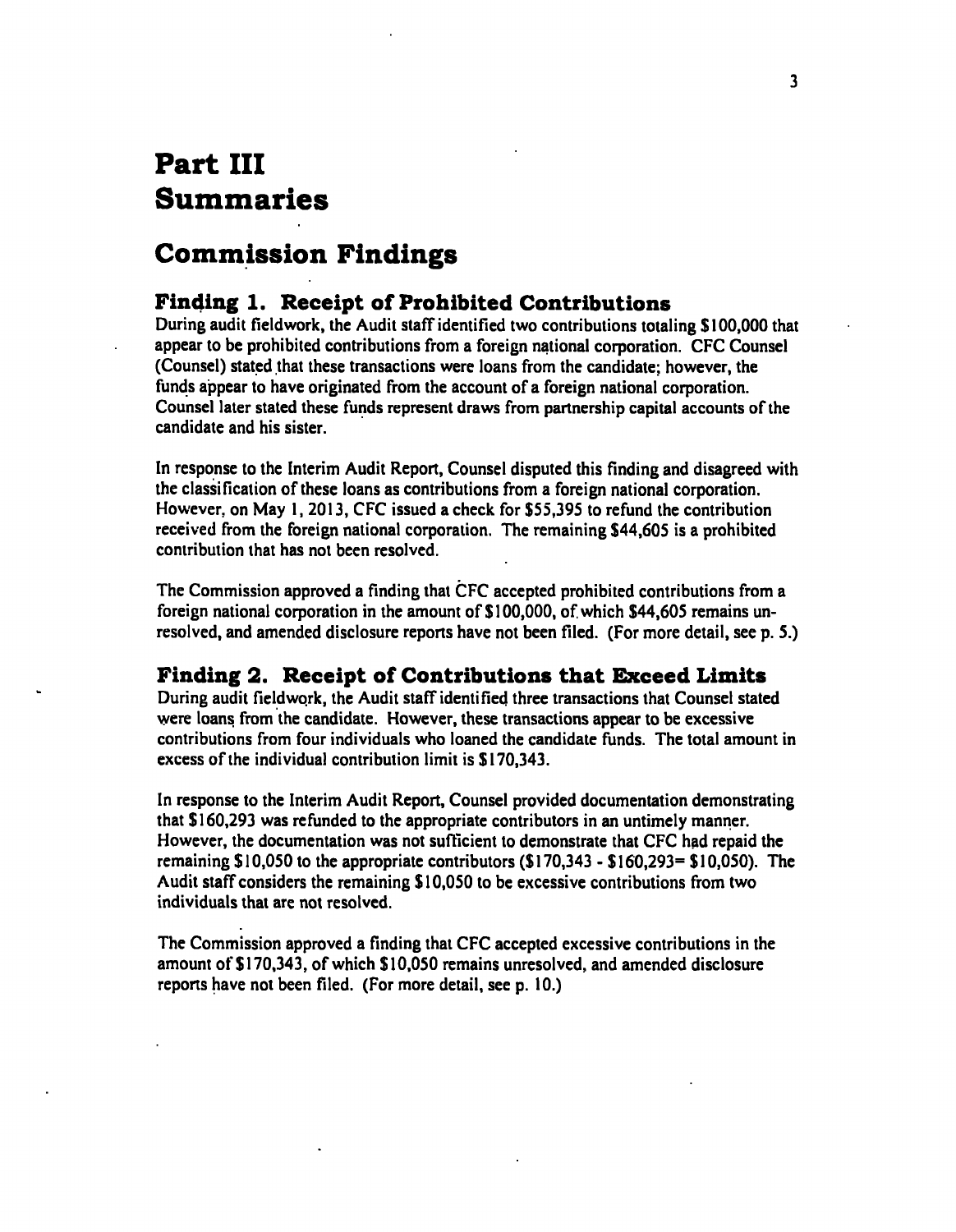# Part III
# Summaries

## Commission Findings

### Finding 1. Receipt of Prohibited Contributions

During audit fieldwork, the Audit staff identified two contributions totaling $100,000 that appear to be prohibited contributions from a foreign national corporation. CFC Counsel (Counsel) stated that these transactions were loans from the candidate; however, the funds appear to have originated from the account of a foreign national corporation. Counsel later stated these funds represent draws from partnership capital accounts of the candidate and his sister.

In response to the Interim Audit Report, Counsel disputed this finding and disagreed with the classification of these loans as contributions from a foreign national corporation. However, on May 1, 2013, CFC issued a check for $55,395 to refund the contribution received from the foreign national corporation. The remaining $44,605 is a prohibited contribution that has not been resolved.

The Commission approved a finding that CFC accepted prohibited contributions from a foreign national corporation in the amount of $100,000, of which $44,605 remains unresolved, and amended disclosure reports have not been filed. (For more detail, see p. 5.)

### Finding 2. Receipt of Contributions that Exceed Limits

During audit fieldwork, the Audit staff identified three transactions that Counsel stated were loans from the candidate. However, these transactions appear to be excessive contributions from four individuals who loaned the candidate funds. The total amount in excess of the individual contribution limit is $170,343.

In response to the Interim Audit Report, Counsel provided documentation demonstrating that $160,293 was refunded to the appropriate contributors in an untimely manner. However, the documentation was not sufficient to demonstrate that CFC had repaid the remaining $10,050 to the appropriate contributors ($170,343 - $160,293= $10,050). The Audit staff considers the remaining $10,050 to be excessive contributions from two individuals that are not resolved.

The Commission approved a finding that CFC accepted excessive contributions in the amount of $170,343, of which $10,050 remains unresolved, and amended disclosure reports have not been filed. (For more detail, see p. 10.)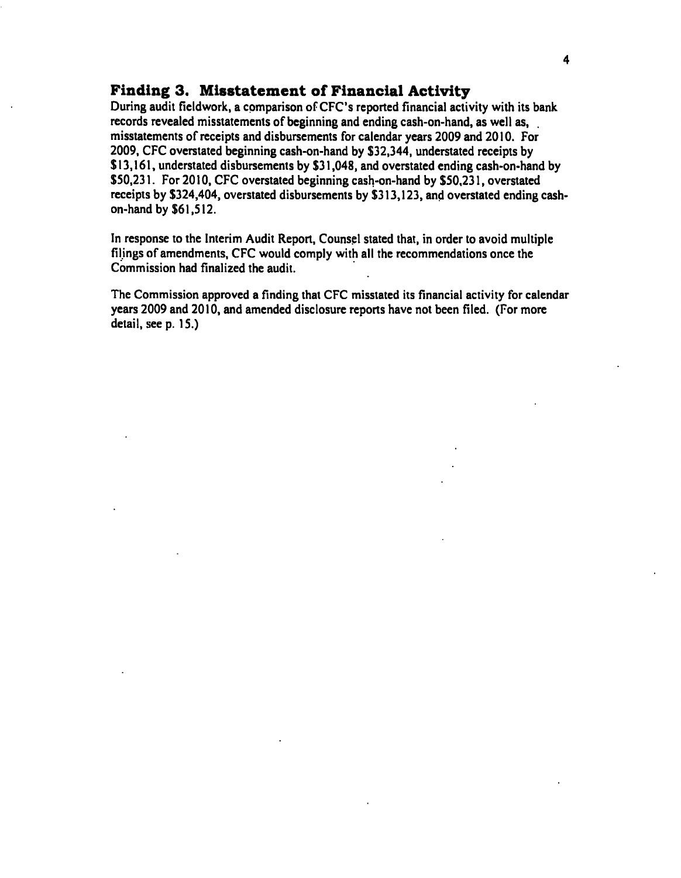## Finding 3. Misstatement of Financial Activity

During audit fieldwork, a comparison of CFC's reported financial activity with its bank records revealed misstatements of beginning and ending cash-on-hand, as well as, misstatements of receipts and disbursements for calendar years 2009 and 2010. For 2009, CFC overstated beginning cash-on-hand by $32,344, understated receipts by $13,161, understated disbursements by $31,048, and overstated ending cash-on-hand by $50,231. For 2010, CFC overstated beginning cash-on-hand by $50,231, overstated receipts by $324,404, overstated disbursements by $313,123, and overstated ending cash-on-hand by $61,512.

In response to the Interim Audit Report, Counsel stated that, in order to avoid multiple filings of amendments, CFC would comply with all the recommendations once the Commission had finalized the audit.

The Commission approved a finding that CFC misstated its financial activity for calendar years 2009 and 2010, and amended disclosure reports have not been filed. (For more detail, see p. 15.)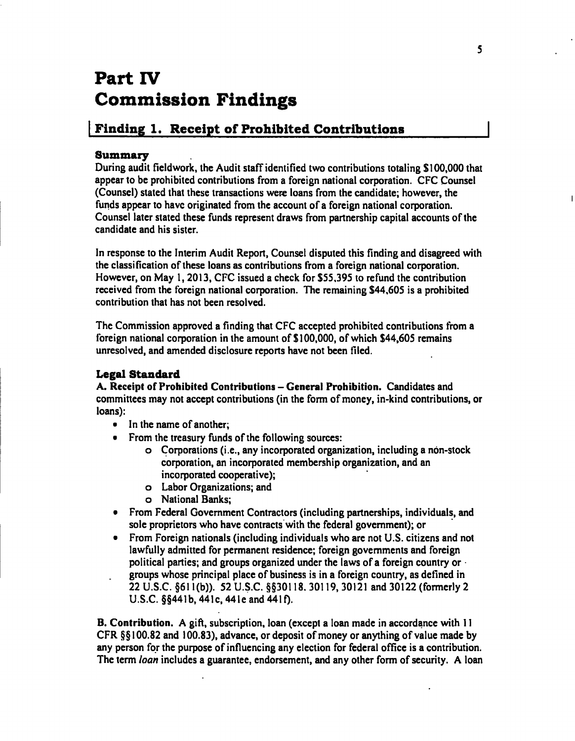# Part IV
# Commission Findings

## Finding 1. Receipt of Prohibited Contributions

### Summary

During audit fieldwork, the Audit staff identified two contributions totaling $100,000 that appear to be prohibited contributions from a foreign national corporation. CFC Counsel (Counsel) stated that these transactions were loans from the candidate; however, the funds appear to have originated from the account of a foreign national corporation. Counsel later stated these funds represent draws from partnership capital accounts of the candidate and his sister.

In response to the Interim Audit Report, Counsel disputed this finding and disagreed with the classification of these loans as contributions from a foreign national corporation. However, on May 1, 2013, CFC issued a check for $55,395 to refund the contribution received from the foreign national corporation. The remaining $44,605 is a prohibited contribution that has not been resolved.

The Commission approved a finding that CFC accepted prohibited contributions from a foreign national corporation in the amount of $100,000, of which $44,605 remains unresolved, and amended disclosure reports have not been filed.

### Legal Standard

**A. Receipt of Prohibited Contributions – General Prohibition.** Candidates and committees may not accept contributions (in the form of money, in-kind contributions, or loans):

- In the name of another;
- From the treasury funds of the following sources:
  - Corporations (i.e., any incorporated organization, including a non-stock corporation, an incorporated membership organization, and an incorporated cooperative);
  - Labor Organizations; and
  - National Banks;
- From Federal Government Contractors (including partnerships, individuals, and sole proprietors who have contracts with the federal government); or
- From Foreign nationals (including individuals who are not U.S. citizens and not lawfully admitted for permanent residence; foreign governments and foreign political parties; and groups organized under the laws of a foreign country or groups whose principal place of business is in a foreign country, as defined in 22 U.S.C. §611(b)). 52 U.S.C. §§30118. 30119, 30121 and 30122 (formerly 2 U.S.C. §§441b, 441c, 441e and 441f).

**B. Contribution.** A gift, subscription, loan (except a loan made in accordance with 11 CFR §§100.82 and 100.83), advance, or deposit of money or anything of value made by any person for the purpose of influencing any election for federal office is a contribution. The term *loan* includes a guarantee, endorsement, and any other form of security. A loan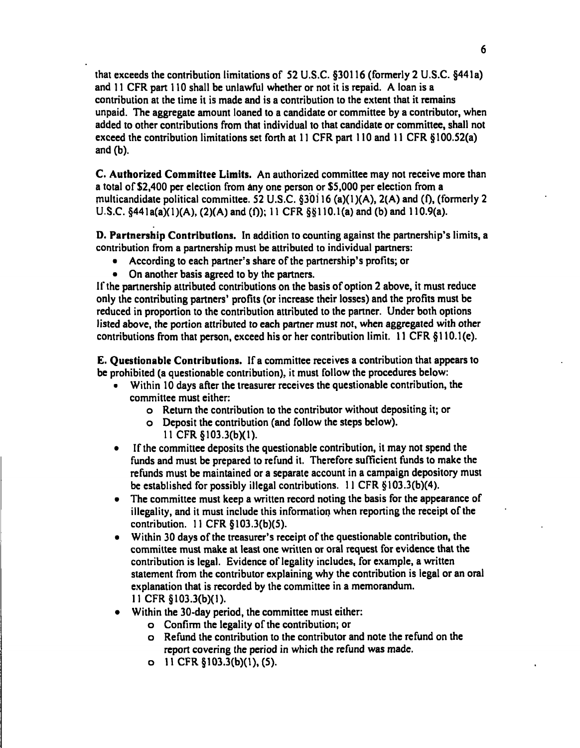that exceeds the contribution limitations of 52 U.S.C. §30116 (formerly 2 U.S.C. §441a) and 11 CFR part 110 shall be unlawful whether or not it is repaid. A loan is a contribution at the time it is made and is a contribution to the extent that it remains unpaid. The aggregate amount loaned to a candidate or committee by a contributor, when added to other contributions from that individual to that candidate or committee, shall not exceed the contribution limitations set forth at 11 CFR part 110 and 11 CFR §100.52(a) and (b).

**C. Authorized Committee Limits.** An authorized committee may not receive more than a total of $2,400 per election from any one person or $5,000 per election from a multicandidate political committee. 52 U.S.C. §30116 (a)(1)(A), 2(A) and (f), (formerly 2 U.S.C. §441a(a)(1)(A), (2)(A) and (f)); 11 CFR §§110.1(a) and (b) and 110.9(a).

**D. Partnership Contributions.** In addition to counting against the partnership's limits, a contribution from a partnership must be attributed to individual partners:

- According to each partner's share of the partnership's profits; or
- On another basis agreed to by the partners.

If the partnership attributed contributions on the basis of option 2 above, it must reduce only the contributing partners' profits (or increase their losses) and the profits must be reduced in proportion to the contribution attributed to the partner. Under both options listed above, the portion attributed to each partner must not, when aggregated with other contributions from that person, exceed his or her contribution limit. 11 CFR §110.1(e).

**E. Questionable Contributions.** If a committee receives a contribution that appears to be prohibited (a questionable contribution), it must follow the procedures below:

- Within 10 days after the treasurer receives the questionable contribution, the committee must either:
    - Return the contribution to the contributor without depositing it; or
    - Deposit the contribution (and follow the steps below).
      11 CFR §103.3(b)(1).
- If the committee deposits the questionable contribution, it may not spend the funds and must be prepared to refund it. Therefore sufficient funds to make the refunds must be maintained or a separate account in a campaign depository must be established for possibly illegal contributions. 11 CFR §103.3(b)(4).
- The committee must keep a written record noting the basis for the appearance of illegality, and it must include this information when reporting the receipt of the contribution. 11 CFR §103.3(b)(5).
- Within 30 days of the treasurer's receipt of the questionable contribution, the committee must make at least one written or oral request for evidence that the contribution is legal. Evidence of legality includes, for example, a written statement from the contributor explaining why the contribution is legal or an oral explanation that is recorded by the committee in a memorandum.
  11 CFR §103.3(b)(1).
- Within the 30-day period, the committee must either:
    - Confirm the legality of the contribution; or
    - Refund the contribution to the contributor and note the refund on the report covering the period in which the refund was made.
    - 11 CFR §103.3(b)(1), (5).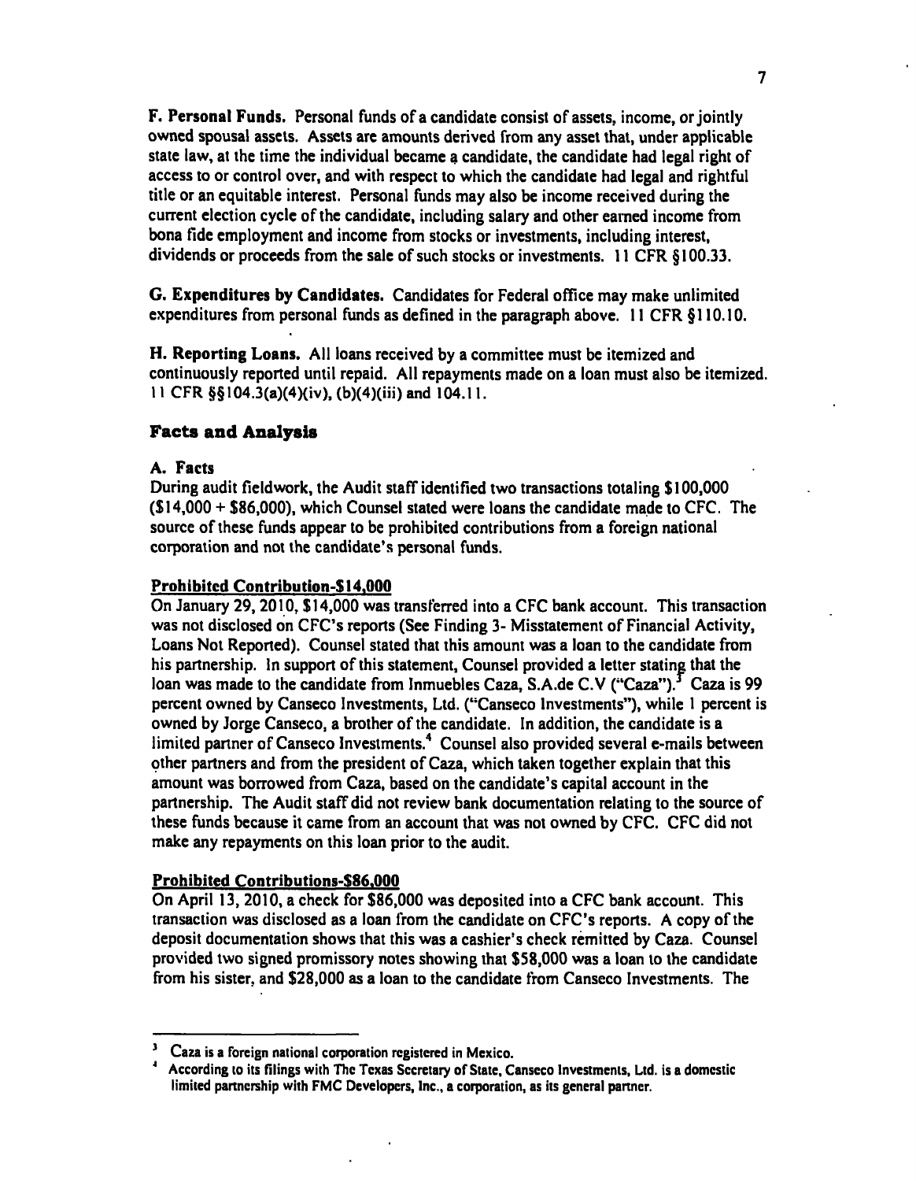**F. Personal Funds.** Personal funds of a candidate consist of assets, income, or jointly owned spousal assets. Assets are amounts derived from any asset that, under applicable state law, at the time the individual became a candidate, the candidate had legal right of access to or control over, and with respect to which the candidate had legal and rightful title or an equitable interest. Personal funds may also be income received during the current election cycle of the candidate, including salary and other earned income from bona fide employment and income from stocks or investments, including interest, dividends or proceeds from the sale of such stocks or investments. 11 CFR §100.33.

**G. Expenditures by Candidates.** Candidates for Federal office may make unlimited expenditures from personal funds as defined in the paragraph above. 11 CFR §110.10.

**H. Reporting Loans.** All loans received by a committee must be itemized and continuously reported until repaid. All repayments made on a loan must also be itemized. 11 CFR §§104.3(a)(4)(iv), (b)(4)(iii) and 104.11.

## Facts and Analysis

### A. Facts

During audit fieldwork, the Audit staff identified two transactions totaling $100,000 ($14,000 + $86,000), which Counsel stated were loans the candidate made to CFC. The source of these funds appear to be prohibited contributions from a foreign national corporation and not the candidate's personal funds.

**Prohibited Contribution-$14,000**

On January 29, 2010, $14,000 was transferred into a CFC bank account. This transaction was not disclosed on CFC's reports (See Finding 3- Misstatement of Financial Activity, Loans Not Reported). Counsel stated that this amount was a loan to the candidate from his partnership. In support of this statement, Counsel provided a letter stating that the loan was made to the candidate from Inmuebles Caza, S.A.de C.V ("Caza").[3] Caza is 99 percent owned by Canseco Investments, Ltd. ("Canseco Investments"), while 1 percent is owned by Jorge Canseco, a brother of the candidate. In addition, the candidate is a limited partner of Canseco Investments.[4] Counsel also provided several e-mails between other partners and from the president of Caza, which taken together explain that this amount was borrowed from Caza, based on the candidate's capital account in the partnership. The Audit staff did not review bank documentation relating to the source of these funds because it came from an account that was not owned by CFC. CFC did not make any repayments on this loan prior to the audit.

**Prohibited Contributions-$86,000**

On April 13, 2010, a check for $86,000 was deposited into a CFC bank account. This transaction was disclosed as a loan from the candidate on CFC's reports. A copy of the deposit documentation shows that this was a cashier's check remitted by Caza. Counsel provided two signed promissory notes showing that $58,000 was a loan to the candidate from his sister, and $28,000 as a loan to the candidate from Canseco Investments. The

---

[3] Caza is a foreign national corporation registered in Mexico.

[4] According to its filings with The Texas Secretary of State, Canseco Investments, Ltd. is a domestic limited partnership with FMC Developers, Inc., a corporation, as its general partner.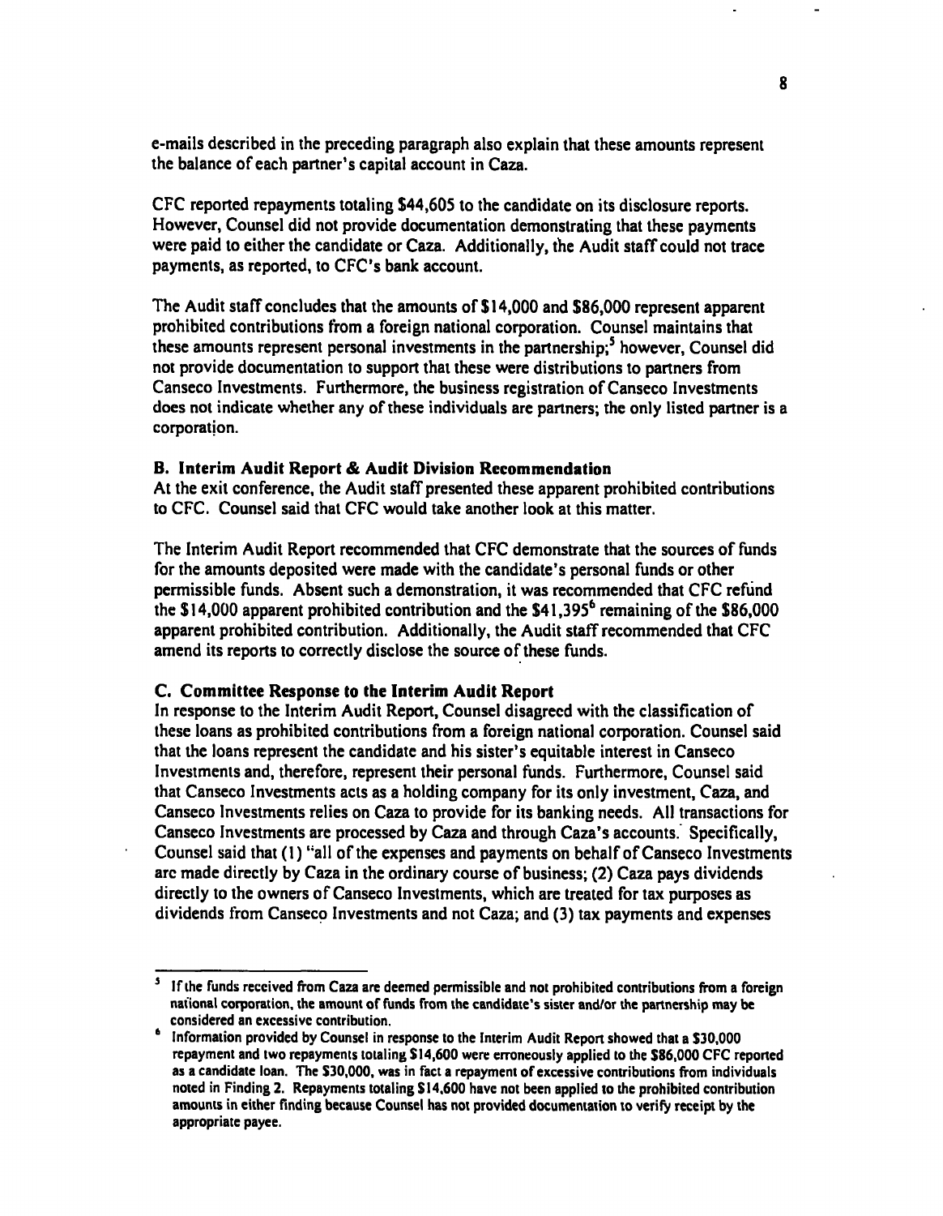e-mails described in the preceding paragraph also explain that these amounts represent the balance of each partner's capital account in Caza.

CFC reported repayments totaling $44,605 to the candidate on its disclosure reports. However, Counsel did not provide documentation demonstrating that these payments were paid to either the candidate or Caza. Additionally, the Audit staff could not trace payments, as reported, to CFC's bank account.

The Audit staff concludes that the amounts of $14,000 and $86,000 represent apparent prohibited contributions from a foreign national corporation. Counsel maintains that these amounts represent personal investments in the partnership;[5] however, Counsel did not provide documentation to support that these were distributions to partners from Canseco Investments. Furthermore, the business registration of Canseco Investments does not indicate whether any of these individuals are partners; the only listed partner is a corporation.

### B. Interim Audit Report & Audit Division Recommendation

At the exit conference, the Audit staff presented these apparent prohibited contributions to CFC. Counsel said that CFC would take another look at this matter.

The Interim Audit Report recommended that CFC demonstrate that the sources of funds for the amounts deposited were made with the candidate's personal funds or other permissible funds. Absent such a demonstration, it was recommended that CFC refund the $14,000 apparent prohibited contribution and the $41,395[6] remaining of the $86,000 apparent prohibited contribution. Additionally, the Audit staff recommended that CFC amend its reports to correctly disclose the source of these funds.

### C. Committee Response to the Interim Audit Report

In response to the Interim Audit Report, Counsel disagreed with the classification of these loans as prohibited contributions from a foreign national corporation. Counsel said that the loans represent the candidate and his sister's equitable interest in Canseco Investments and, therefore, represent their personal funds. Furthermore, Counsel said that Canseco Investments acts as a holding company for its only investment, Caza, and Canseco Investments relies on Caza to provide for its banking needs. All transactions for Canseco Investments are processed by Caza and through Caza's accounts. Specifically, Counsel said that (1) "all of the expenses and payments on behalf of Canseco Investments are made directly by Caza in the ordinary course of business; (2) Caza pays dividends directly to the owners of Canseco Investments, which are treated for tax purposes as dividends from Canseco Investments and not Caza; and (3) tax payments and expenses

---

[5] If the funds received from Caza are deemed permissible and not prohibited contributions from a foreign national corporation, the amount of funds from the candidate's sister and/or the partnership may be considered an excessive contribution.

[6] Information provided by Counsel in response to the Interim Audit Report showed that a $30,000 repayment and two repayments totaling $14,600 were erroneously applied to the $86,000 CFC reported as a candidate loan. The $30,000, was in fact a repayment of excessive contributions from individuals noted in Finding 2. Repayments totaling $14,600 have not been applied to the prohibited contribution amounts in either finding because Counsel has not provided documentation to verify receipt by the appropriate payee.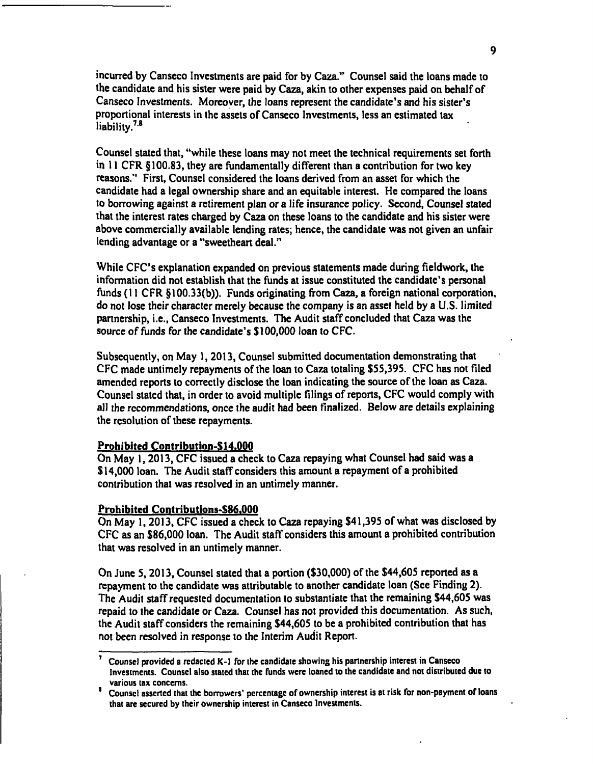incurred by Canseco Investments are paid for by Caza." Counsel said the loans made to the candidate and his sister were paid by Caza, akin to other expenses paid on behalf of Canseco Investments. Moreover, the loans represent the candidate's and his sister's proportional interests in the assets of Canseco Investments, less an estimated tax liability.[7,8]

Counsel stated that, "while these loans may not meet the technical requirements set forth in 11 CFR §100.83, they are fundamentally different than a contribution for two key reasons." First, Counsel considered the loans derived from an asset for which the candidate had a legal ownership share and an equitable interest. He compared the loans to borrowing against a retirement plan or a life insurance policy. Second, Counsel stated that the interest rates charged by Caza on these loans to the candidate and his sister were above commercially available lending rates; hence, the candidate was not given an unfair lending advantage or a "sweetheart deal."

While CFC's explanation expanded on previous statements made during fieldwork, the information did not establish that the funds at issue constituted the candidate's personal funds (11 CFR §100.33(b)). Funds originating from Caza, a foreign national corporation, do not lose their character merely because the company is an asset held by a U.S. limited partnership, i.e., Canseco Investments. The Audit staff concluded that Caza was the source of funds for the candidate's $100,000 loan to CFC.

Subsequently, on May 1, 2013, Counsel submitted documentation demonstrating that CFC made untimely repayments of the loan to Caza totaling $55,395. CFC has not filed amended reports to correctly disclose the loan indicating the source of the loan as Caza. Counsel stated that, in order to avoid multiple filings of reports, CFC would comply with all the recommendations, once the audit had been finalized. Below are details explaining the resolution of these repayments.

**Prohibited Contribution-$14,000**

On May 1, 2013, CFC issued a check to Caza repaying what Counsel had said was a $14,000 loan. The Audit staff considers this amount a repayment of a prohibited contribution that was resolved in an untimely manner.

**Prohibited Contributions-$86,000**

On May 1, 2013, CFC issued a check to Caza repaying $41,395 of what was disclosed by CFC as an $86,000 loan. The Audit staff considers this amount a prohibited contribution that was resolved in an untimely manner.

On June 5, 2013, Counsel stated that a portion ($30,000) of the $44,605 reported as a repayment to the candidate was attributable to another candidate loan (See Finding 2). The Audit staff requested documentation to substantiate that the remaining $44,605 was repaid to the candidate or Caza. Counsel has not provided this documentation. As such, the Audit staff considers the remaining $44,605 to be a prohibited contribution that has not been resolved in response to the Interim Audit Report.

---

[7] Counsel provided a redacted K-1 for the candidate showing his partnership interest in Canseco Investments. Counsel also stated that the funds were loaned to the candidate and not distributed due to various tax concerns.

[8] Counsel asserted that the borrowers' percentage of ownership interest is at risk for non-payment of loans that are secured by their ownership interest in Canseco Investments.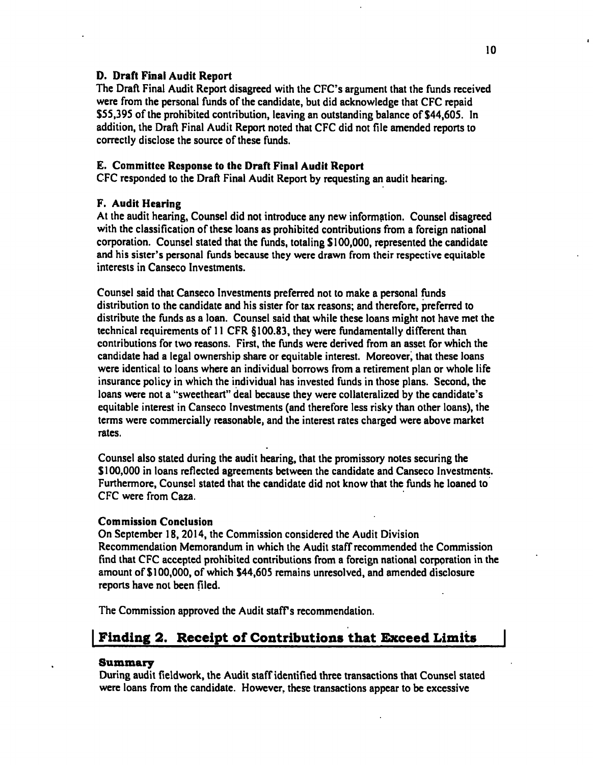### D. Draft Final Audit Report

The Draft Final Audit Report disagreed with the CFC's argument that the funds received were from the personal funds of the candidate, but did acknowledge that CFC repaid $55,395 of the prohibited contribution, leaving an outstanding balance of $44,605. In addition, the Draft Final Audit Report noted that CFC did not file amended reports to correctly disclose the source of these funds.

### E. Committee Response to the Draft Final Audit Report

CFC responded to the Draft Final Audit Report by requesting an audit hearing.

### F. Audit Hearing

At the audit hearing, Counsel did not introduce any new information. Counsel disagreed with the classification of these loans as prohibited contributions from a foreign national corporation. Counsel stated that the funds, totaling $100,000, represented the candidate and his sister's personal funds because they were drawn from their respective equitable interests in Canseco Investments.

Counsel said that Canseco Investments preferred not to make a personal funds distribution to the candidate and his sister for tax reasons; and therefore, preferred to distribute the funds as a loan. Counsel said that while these loans might not have met the technical requirements of 11 CFR §100.83, they were fundamentally different than contributions for two reasons. First, the funds were derived from an asset for which the candidate had a legal ownership share or equitable interest. Moreover, that these loans were identical to loans where an individual borrows from a retirement plan or whole life insurance policy in which the individual has invested funds in those plans. Second, the loans were not a "sweetheart" deal because they were collateralized by the candidate's equitable interest in Canseco Investments (and therefore less risky than other loans), the terms were commercially reasonable, and the interest rates charged were above market rates.

Counsel also stated during the audit hearing, that the promissory notes securing the $100,000 in loans reflected agreements between the candidate and Canseco Investments. Furthermore, Counsel stated that the candidate did not know that the funds he loaned to CFC were from Caza.

### Commission Conclusion

On September 18, 2014, the Commission considered the Audit Division Recommendation Memorandum in which the Audit staff recommended the Commission find that CFC accepted prohibited contributions from a foreign national corporation in the amount of $100,000, of which $44,605 remains unresolved, and amended disclosure reports have not been filed.

The Commission approved the Audit staff's recommendation.

## Finding 2. Receipt of Contributions that Exceed Limits

### Summary

During audit fieldwork, the Audit staff identified three transactions that Counsel stated were loans from the candidate. However, these transactions appear to be excessive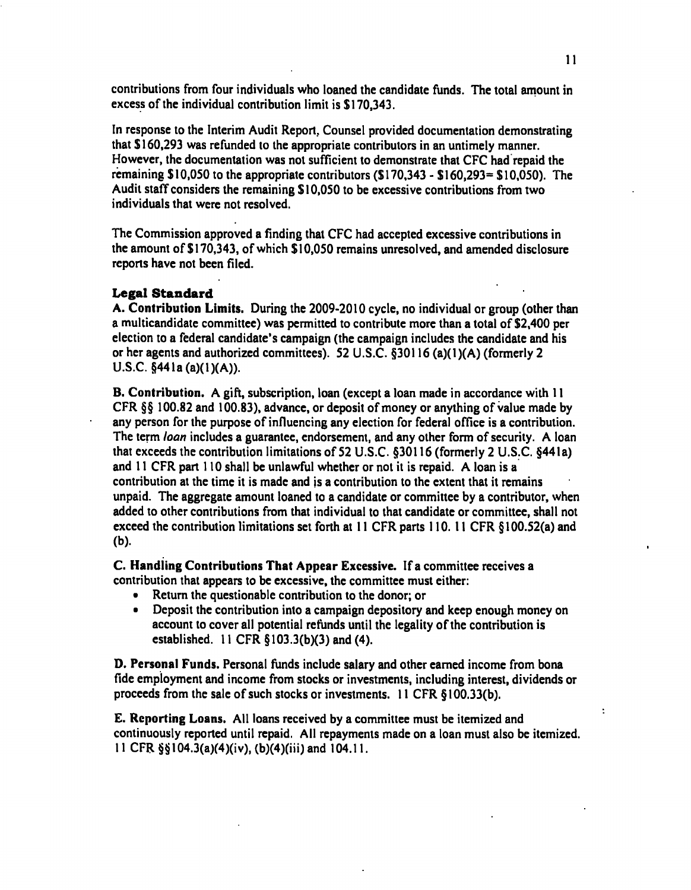contributions from four individuals who loaned the candidate funds. The total amount in excess of the individual contribution limit is $170,343.

In response to the Interim Audit Report, Counsel provided documentation demonstrating that $160,293 was refunded to the appropriate contributors in an untimely manner. However, the documentation was not sufficient to demonstrate that CFC had repaid the remaining $10,050 to the appropriate contributors ($170,343 - $160,293= $10,050). The Audit staff considers the remaining $10,050 to be excessive contributions from two individuals that were not resolved.

The Commission approved a finding that CFC had accepted excessive contributions in the amount of $170,343, of which $10,050 remains unresolved, and amended disclosure reports have not been filed.

### Legal Standard

**A. Contribution Limits.** During the 2009-2010 cycle, no individual or group (other than a multicandidate committee) was permitted to contribute more than a total of $2,400 per election to a federal candidate's campaign (the campaign includes the candidate and his or her agents and authorized committees). 52 U.S.C. §30116 (a)(1)(A) (formerly 2 U.S.C. §441a (a)(1)(A)).

**B. Contribution.** A gift, subscription, loan (except a loan made in accordance with 11 CFR §§ 100.82 and 100.83), advance, or deposit of money or anything of value made by any person for the purpose of influencing any election for federal office is a contribution. The term *loan* includes a guarantee, endorsement, and any other form of security. A loan that exceeds the contribution limitations of 52 U.S.C. §30116 (formerly 2 U.S.C. §441a) and 11 CFR part 110 shall be unlawful whether or not it is repaid. A loan is a contribution at the time it is made and is a contribution to the extent that it remains unpaid. The aggregate amount loaned to a candidate or committee by a contributor, when added to other contributions from that individual to that candidate or committee, shall not exceed the contribution limitations set forth at 11 CFR parts 110. 11 CFR §100.52(a) and (b).

**C. Handling Contributions That Appear Excessive.** If a committee receives a contribution that appears to be excessive, the committee must either:

- Return the questionable contribution to the donor; or
- Deposit the contribution into a campaign depository and keep enough money on account to cover all potential refunds until the legality of the contribution is established. 11 CFR §103.3(b)(3) and (4).

**D. Personal Funds.** Personal funds include salary and other earned income from bona fide employment and income from stocks or investments, including interest, dividends or proceeds from the sale of such stocks or investments. 11 CFR §100.33(b).

**E. Reporting Loans.** All loans received by a committee must be itemized and continuously reported until repaid. All repayments made on a loan must also be itemized. 11 CFR §§104.3(a)(4)(iv), (b)(4)(iii) and 104.11.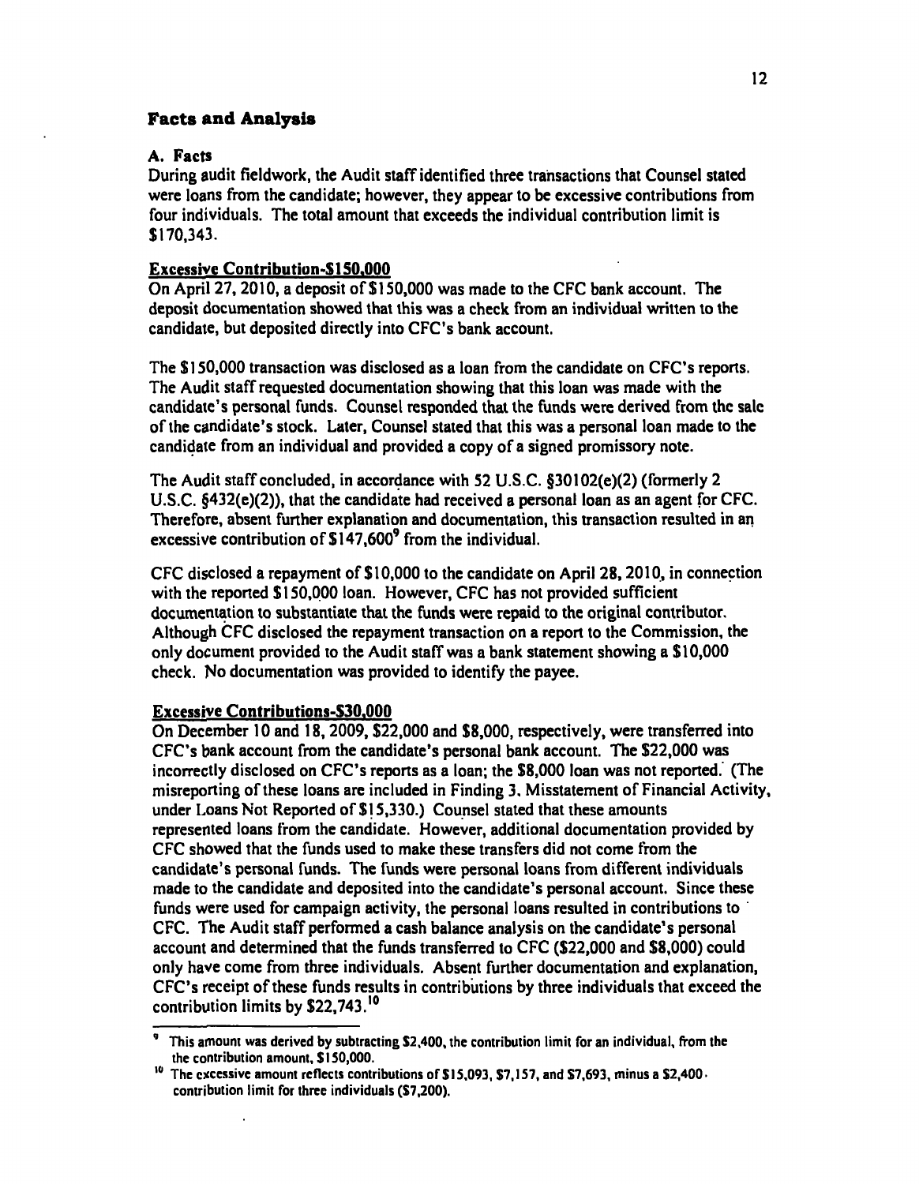## Facts and Analysis

### A. Facts

During audit fieldwork, the Audit staff identified three transactions that Counsel stated were loans from the candidate; however, they appear to be excessive contributions from four individuals. The total amount that exceeds the individual contribution limit is $170,343.

**Excessive Contribution-$150,000**

On April 27, 2010, a deposit of $150,000 was made to the CFC bank account. The deposit documentation showed that this was a check from an individual written to the candidate, but deposited directly into CFC's bank account.

The $150,000 transaction was disclosed as a loan from the candidate on CFC's reports. The Audit staff requested documentation showing that this loan was made with the candidate's personal funds. Counsel responded that the funds were derived from the sale of the candidate's stock. Later, Counsel stated that this was a personal loan made to the candidate from an individual and provided a copy of a signed promissory note.

The Audit staff concluded, in accordance with 52 U.S.C. §30102(e)(2) (formerly 2 U.S.C. §432(e)(2)), that the candidate had received a personal loan as an agent for CFC. Therefore, absent further explanation and documentation, this transaction resulted in an excessive contribution of $147,600[9] from the individual.

CFC disclosed a repayment of $10,000 to the candidate on April 28, 2010, in connection with the reported $150,000 loan. However, CFC has not provided sufficient documentation to substantiate that the funds were repaid to the original contributor. Although CFC disclosed the repayment transaction on a report to the Commission, the only document provided to the Audit staff was a bank statement showing a $10,000 check. No documentation was provided to identify the payee.

**Excessive Contributions-$30,000**

On December 10 and 18, 2009, $22,000 and $8,000, respectively, were transferred into CFC's bank account from the candidate's personal bank account. The $22,000 was incorrectly disclosed on CFC's reports as a loan; the $8,000 loan was not reported. (The misreporting of these loans are included in Finding 3, Misstatement of Financial Activity, under Loans Not Reported of $15,330.) Counsel stated that these amounts represented loans from the candidate. However, additional documentation provided by CFC showed that the funds used to make these transfers did not come from the candidate's personal funds. The funds were personal loans from different individuals made to the candidate and deposited into the candidate's personal account. Since these funds were used for campaign activity, the personal loans resulted in contributions to CFC. The Audit staff performed a cash balance analysis on the candidate's personal account and determined that the funds transferred to CFC ($22,000 and $8,000) could only have come from three individuals. Absent further documentation and explanation, CFC's receipt of these funds results in contributions by three individuals that exceed the contribution limits by $22,743.[10]

---

[9] This amount was derived by subtracting $2,400, the contribution limit for an individual, from the the contribution amount, $150,000.

[10] The excessive amount reflects contributions of $15,093, $7,157, and $7,693, minus a $2,400 contribution limit for three individuals ($7,200).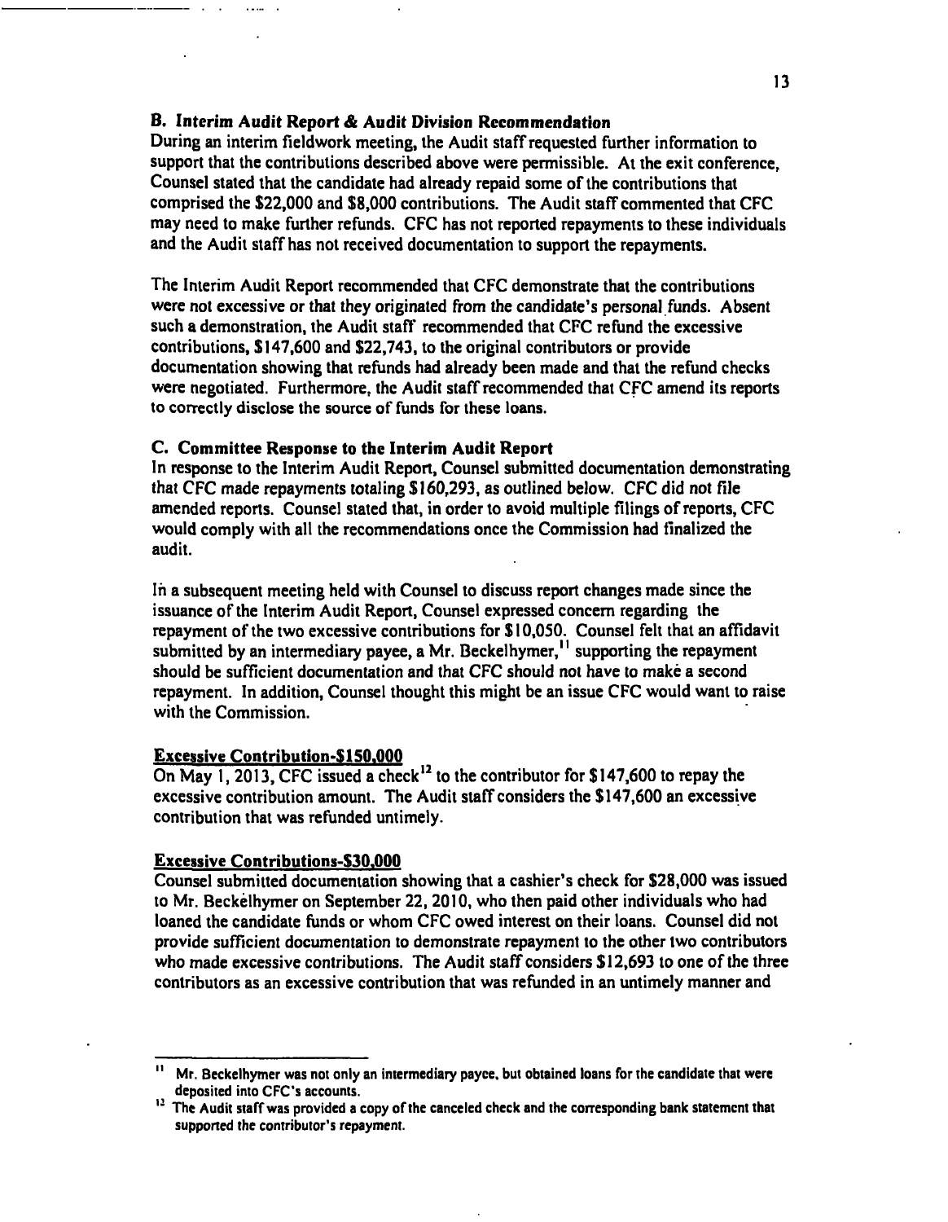### B. Interim Audit Report & Audit Division Recommendation

During an interim fieldwork meeting, the Audit staff requested further information to support that the contributions described above were permissible. At the exit conference, Counsel stated that the candidate had already repaid some of the contributions that comprised the $22,000 and $8,000 contributions. The Audit staff commented that CFC may need to make further refunds. CFC has not reported repayments to these individuals and the Audit staff has not received documentation to support the repayments.

The Interim Audit Report recommended that CFC demonstrate that the contributions were not excessive or that they originated from the candidate's personal funds. Absent such a demonstration, the Audit staff recommended that CFC refund the excessive contributions, $147,600 and $22,743, to the original contributors or provide documentation showing that refunds had already been made and that the refund checks were negotiated. Furthermore, the Audit staff recommended that CFC amend its reports to correctly disclose the source of funds for these loans.

### C. Committee Response to the Interim Audit Report

In response to the Interim Audit Report, Counsel submitted documentation demonstrating that CFC made repayments totaling $160,293, as outlined below. CFC did not file amended reports. Counsel stated that, in order to avoid multiple filings of reports, CFC would comply with all the recommendations once the Commission had finalized the audit.

In a subsequent meeting held with Counsel to discuss report changes made since the issuance of the Interim Audit Report, Counsel expressed concern regarding the repayment of the two excessive contributions for $10,050. Counsel felt that an affidavit submitted by an intermediary payee, a Mr. Beckelhymer,[11] supporting the repayment should be sufficient documentation and that CFC should not have to make a second repayment. In addition, Counsel thought this might be an issue CFC would want to raise with the Commission.

<u>Excessive Contribution-$150,000</u>

On May 1, 2013, CFC issued a check[12] to the contributor for $147,600 to repay the excessive contribution amount. The Audit staff considers the $147,600 an excessive contribution that was refunded untimely.

<u>Excessive Contributions-$30,000</u>

Counsel submitted documentation showing that a cashier's check for $28,000 was issued to Mr. Beckelhymer on September 22, 2010, who then paid other individuals who had loaned the candidate funds or whom CFC owed interest on their loans. Counsel did not provide sufficient documentation to demonstrate repayment to the other two contributors who made excessive contributions. The Audit staff considers $12,693 to one of the three contributors as an excessive contribution that was refunded in an untimely manner and

---

[11] Mr. Beckelhymer was not only an intermediary payee, but obtained loans for the candidate that were deposited into CFC's accounts.

[12] The Audit staff was provided a copy of the canceled check and the corresponding bank statement that supported the contributor's repayment.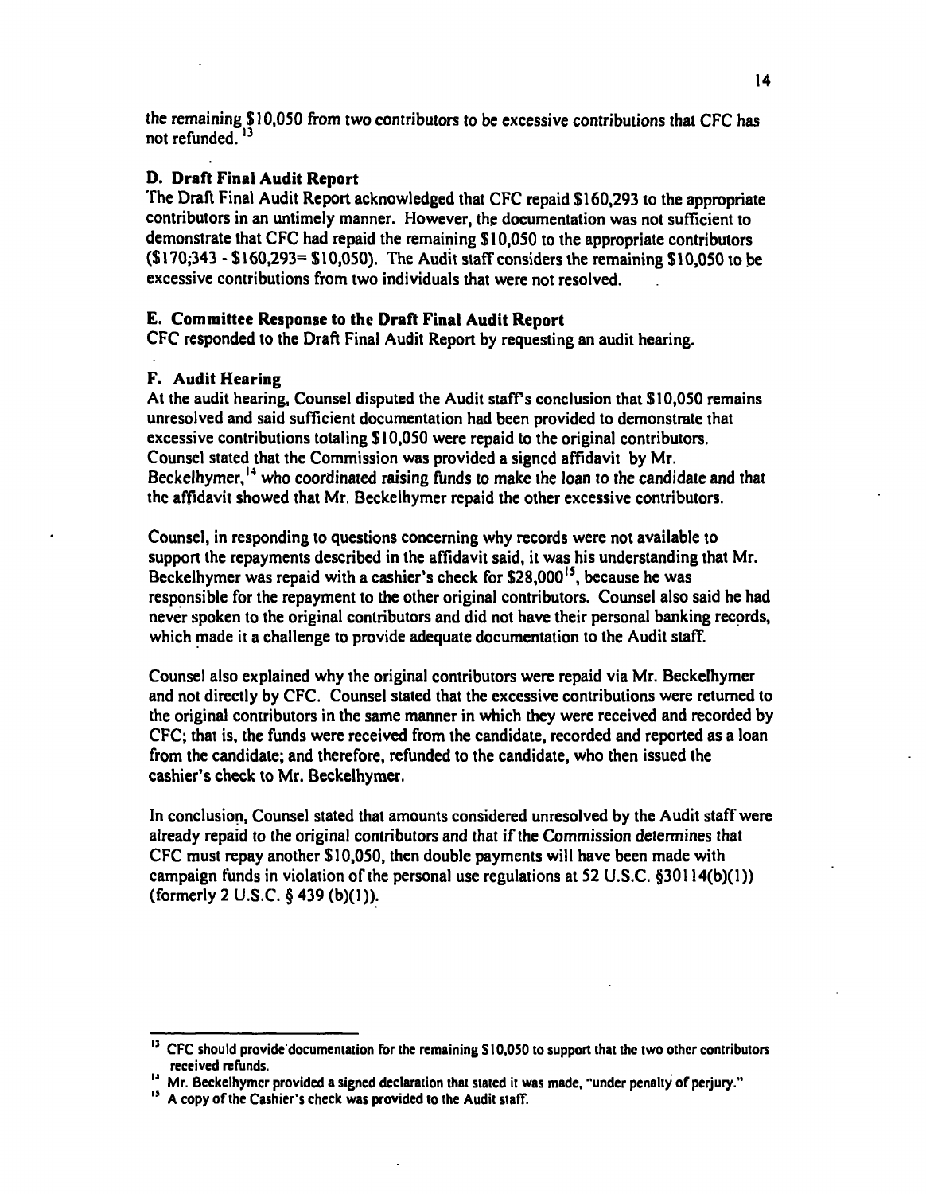the remaining $10,050 from two contributors to be excessive contributions that CFC has not refunded.[13]

### D. Draft Final Audit Report

The Draft Final Audit Report acknowledged that CFC repaid $160,293 to the appropriate contributors in an untimely manner. However, the documentation was not sufficient to demonstrate that CFC had repaid the remaining $10,050 to the appropriate contributors ($170,343 - $160,293= $10,050). The Audit staff considers the remaining $10,050 to be excessive contributions from two individuals that were not resolved.

### E. Committee Response to the Draft Final Audit Report

CFC responded to the Draft Final Audit Report by requesting an audit hearing.

### F. Audit Hearing

At the audit hearing, Counsel disputed the Audit staff's conclusion that $10,050 remains unresolved and said sufficient documentation had been provided to demonstrate that excessive contributions totaling $10,050 were repaid to the original contributors. Counsel stated that the Commission was provided a signed affidavit by Mr. Beckelhymer,[14] who coordinated raising funds to make the loan to the candidate and that the affidavit showed that Mr. Beckelhymer repaid the other excessive contributors.

Counsel, in responding to questions concerning why records were not available to support the repayments described in the affidavit said, it was his understanding that Mr. Beckelhymer was repaid with a cashier's check for $28,000[15], because he was responsible for the repayment to the other original contributors. Counsel also said he had never spoken to the original contributors and did not have their personal banking records, which made it a challenge to provide adequate documentation to the Audit staff.

Counsel also explained why the original contributors were repaid via Mr. Beckelhymer and not directly by CFC. Counsel stated that the excessive contributions were returned to the original contributors in the same manner in which they were received and recorded by CFC; that is, the funds were received from the candidate, recorded and reported as a loan from the candidate; and therefore, refunded to the candidate, who then issued the cashier's check to Mr. Beckelhymer.

In conclusion, Counsel stated that amounts considered unresolved by the Audit staff were already repaid to the original contributors and that if the Commission determines that CFC must repay another $10,050, then double payments will have been made with campaign funds in violation of the personal use regulations at 52 U.S.C. §30114(b)(1)) (formerly 2 U.S.C. § 439 (b)(1)).

---

[13] CFC should provide documentation for the remaining $10,050 to support that the two other contributors received refunds.

[14] Mr. Beckelhymer provided a signed declaration that stated it was made, "under penalty of perjury."

[15] A copy of the Cashier's check was provided to the Audit staff.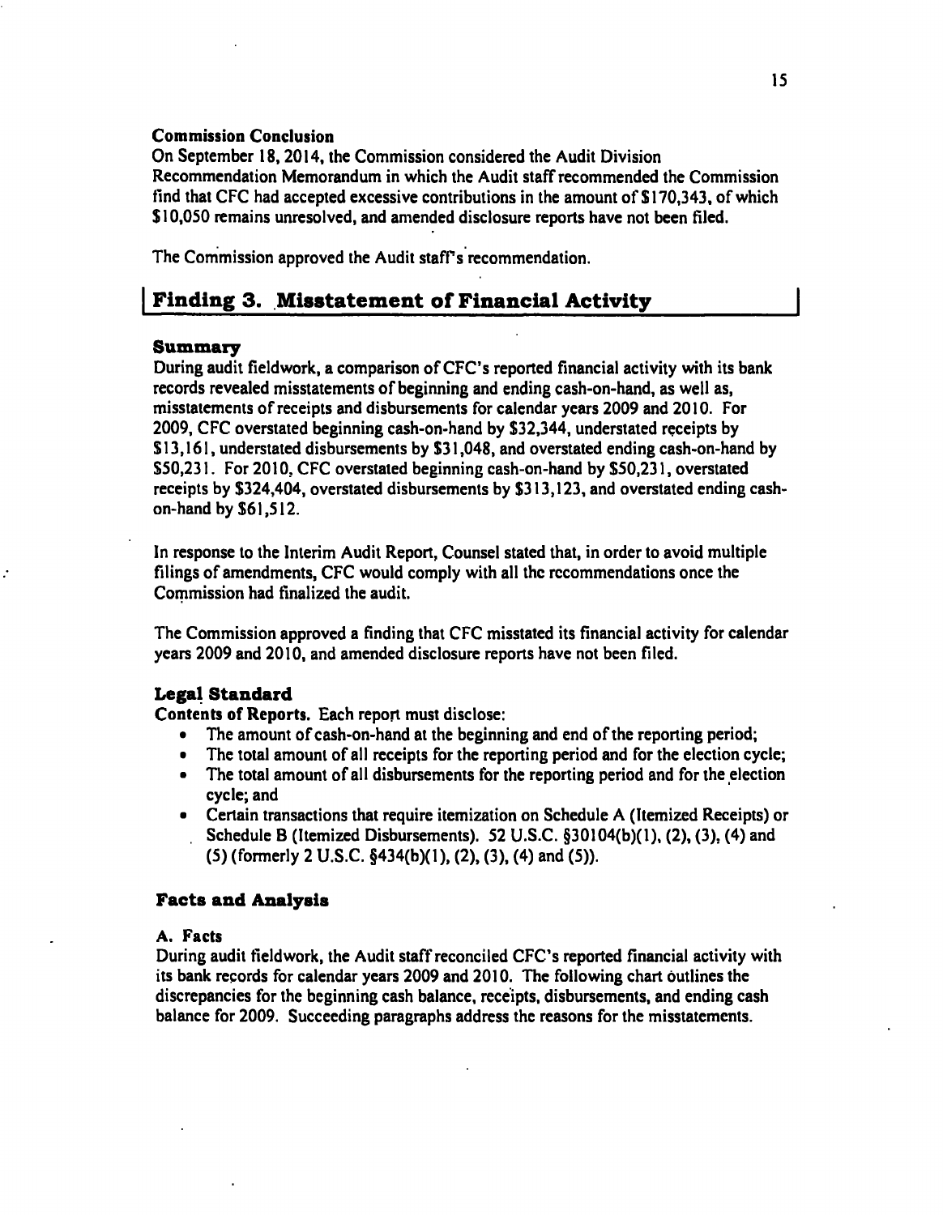#### Commission Conclusion

On September 18, 2014, the Commission considered the Audit Division Recommendation Memorandum in which the Audit staff recommended the Commission find that CFC had accepted excessive contributions in the amount of $170,343, of which $10,050 remains unresolved, and amended disclosure reports have not been filed.

The Commission approved the Audit staff's recommendation.

## Finding 3. Misstatement of Financial Activity

### Summary

During audit fieldwork, a comparison of CFC's reported financial activity with its bank records revealed misstatements of beginning and ending cash-on-hand, as well as, misstatements of receipts and disbursements for calendar years 2009 and 2010. For 2009, CFC overstated beginning cash-on-hand by $32,344, understated receipts by $13,161, understated disbursements by $31,048, and overstated ending cash-on-hand by $50,231. For 2010, CFC overstated beginning cash-on-hand by $50,231, overstated receipts by $324,404, overstated disbursements by $313,123, and overstated ending cash-on-hand by $61,512.

In response to the Interim Audit Report, Counsel stated that, in order to avoid multiple filings of amendments, CFC would comply with all the recommendations once the Commission had finalized the audit.

The Commission approved a finding that CFC misstated its financial activity for calendar years 2009 and 2010, and amended disclosure reports have not been filed.

### Legal Standard

**Contents of Reports.** Each report must disclose:

- The amount of cash-on-hand at the beginning and end of the reporting period;
- The total amount of all receipts for the reporting period and for the election cycle;
- The total amount of all disbursements for the reporting period and for the election cycle; and
- Certain transactions that require itemization on Schedule A (Itemized Receipts) or Schedule B (Itemized Disbursements). 52 U.S.C. §30104(b)(1), (2), (3), (4) and (5) (formerly 2 U.S.C. §434(b)(1), (2), (3), (4) and (5)).

### Facts and Analysis

#### A. Facts

During audit fieldwork, the Audit staff reconciled CFC's reported financial activity with its bank records for calendar years 2009 and 2010. The following chart outlines the discrepancies for the beginning cash balance, receipts, disbursements, and ending cash balance for 2009. Succeeding paragraphs address the reasons for the misstatements.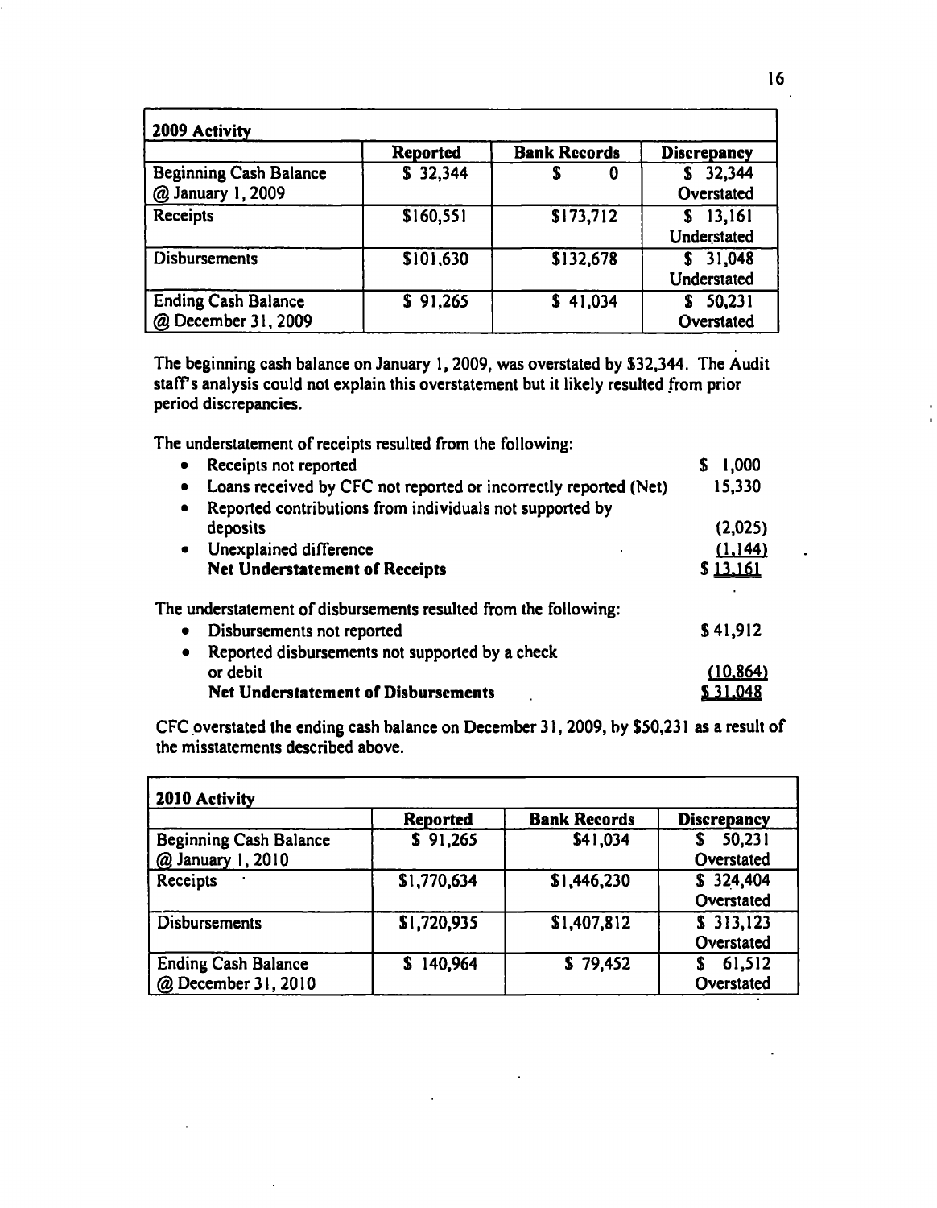| 2009 Activity | | | |
|---|---|---|---|
| | **Reported** | **Bank Records** | **Discrepancy** |
| Beginning Cash Balance @ January 1, 2009 | $ 32,344 | $ 0 | $ 32,344 Overstated |
| Receipts | $160,551 | $173,712 | $ 13,161 Understated |
| Disbursements | $101,630 | $132,678 | $ 31,048 Understated |
| Ending Cash Balance @ December 31, 2009 | $ 91,265 | $ 41,034 | $ 50,231 Overstated |

The beginning cash balance on January 1, 2009, was overstated by $32,344. The Audit staff's analysis could not explain this overstatement but it likely resulted from prior period discrepancies.

The understatement of receipts resulted from the following:

| | |
|---|---|
| • Receipts not reported | $ 1,000 |
| • Loans received by CFC not reported or incorrectly reported (Net) | 15,330 |
| • Reported contributions from individuals not supported by deposits | (2,025) |
| • Unexplained difference | (1,144) |
| **Net Understatement of Receipts** | $ 13,161 |

The understatement of disbursements resulted from the following:

| | |
|---|---|
| • Disbursements not reported | $ 41,912 |
| • Reported disbursements not supported by a check or debit | (10,864) |
| **Net Understatement of Disbursements** | $ 31,048 |

CFC overstated the ending cash balance on December 31, 2009, by $50,231 as a result of the misstatements described above.

| 2010 Activity | | | |
|---|---|---|---|
| | **Reported** | **Bank Records** | **Discrepancy** |
| Beginning Cash Balance @ January 1, 2010 | $ 91,265 | $41,034 | $ 50,231 Overstated |
| Receipts | $1,770,634 | $1,446,230 | $ 324,404 Overstated |
| Disbursements | $1,720,935 | $1,407,812 | $ 313,123 Overstated |
| Ending Cash Balance @ December 31, 2010 | $ 140,964 | $ 79,452 | $ 61,512 Overstated |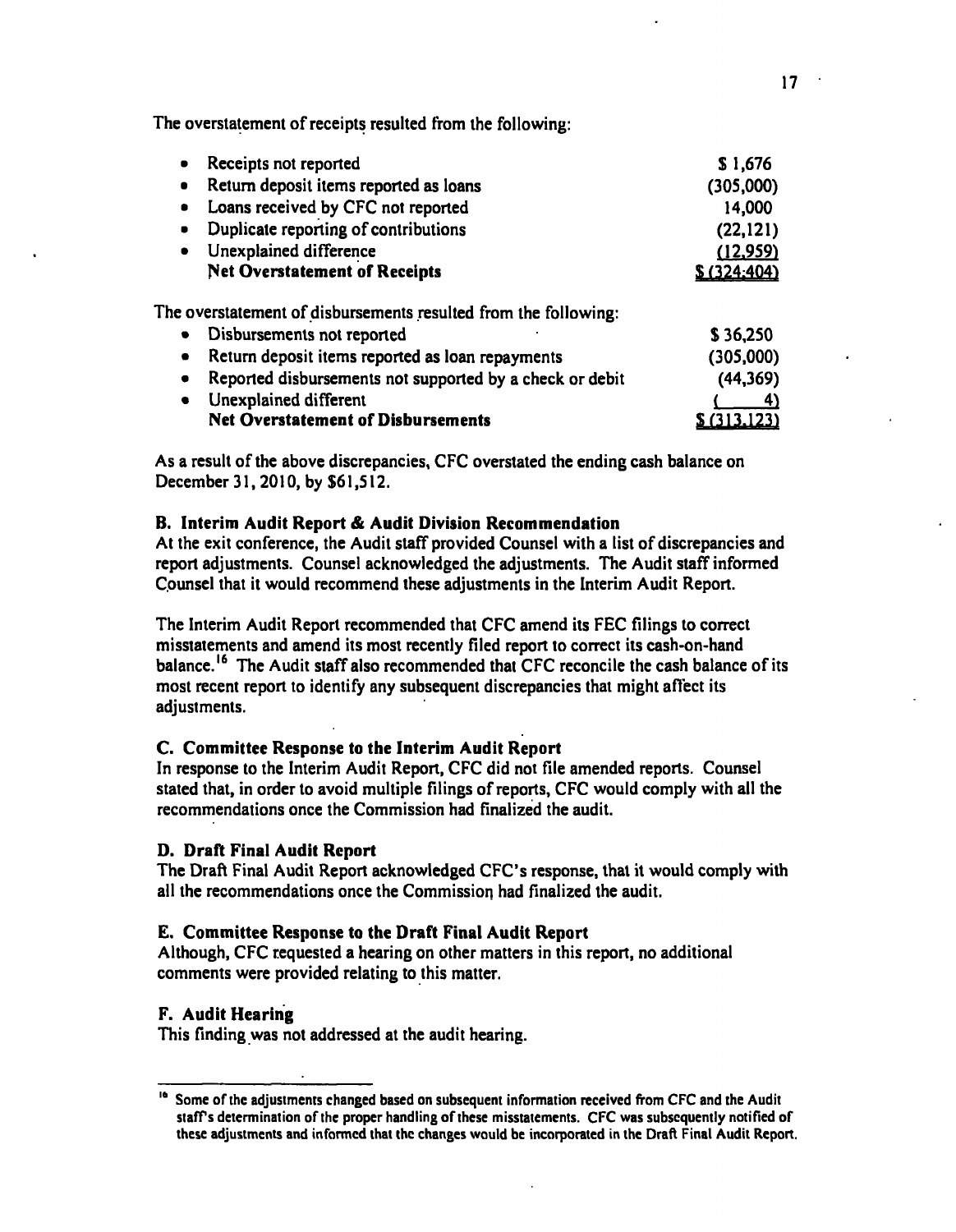The overstatement of receipts resulted from the following:

| | |
|---|---|
| • Receipts not reported | $ 1,676 |
| • Return deposit items reported as loans | (305,000) |
| • Loans received by CFC not reported | 14,000 |
| • Duplicate reporting of contributions | (22,121) |
| • Unexplained difference | (12,959) |
| **Net Overstatement of Receipts** | **$ (324,404)** |

The overstatement of disbursements resulted from the following:

| | |
|---|---|
| • Disbursements not reported | $ 36,250 |
| • Return deposit items reported as loan repayments | (305,000) |
| • Reported disbursements not supported by a check or debit | (44,369) |
| • Unexplained different | ( 4) |
| **Net Overstatement of Disbursements** | **$ (313,123)** |

As a result of the above discrepancies, CFC overstated the ending cash balance on December 31, 2010, by $61,512.

### B. Interim Audit Report & Audit Division Recommendation

At the exit conference, the Audit staff provided Counsel with a list of discrepancies and report adjustments. Counsel acknowledged the adjustments. The Audit staff informed Counsel that it would recommend these adjustments in the Interim Audit Report.

The Interim Audit Report recommended that CFC amend its FEC filings to correct misstatements and amend its most recently filed report to correct its cash-on-hand balance.[16] The Audit staff also recommended that CFC reconcile the cash balance of its most recent report to identify any subsequent discrepancies that might affect its adjustments.

### C. Committee Response to the Interim Audit Report

In response to the Interim Audit Report, CFC did not file amended reports. Counsel stated that, in order to avoid multiple filings of reports, CFC would comply with all the recommendations once the Commission had finalized the audit.

### D. Draft Final Audit Report

The Draft Final Audit Report acknowledged CFC's response, that it would comply with all the recommendations once the Commission had finalized the audit.

### E. Committee Response to the Draft Final Audit Report

Although, CFC requested a hearing on other matters in this report, no additional comments were provided relating to this matter.

### F. Audit Hearing

This finding was not addressed at the audit hearing.

---

[16] Some of the adjustments changed based on subsequent information received from CFC and the Audit staff's determination of the proper handling of these misstatements. CFC was subsequently notified of these adjustments and informed that the changes would be incorporated in the Draft Final Audit Report.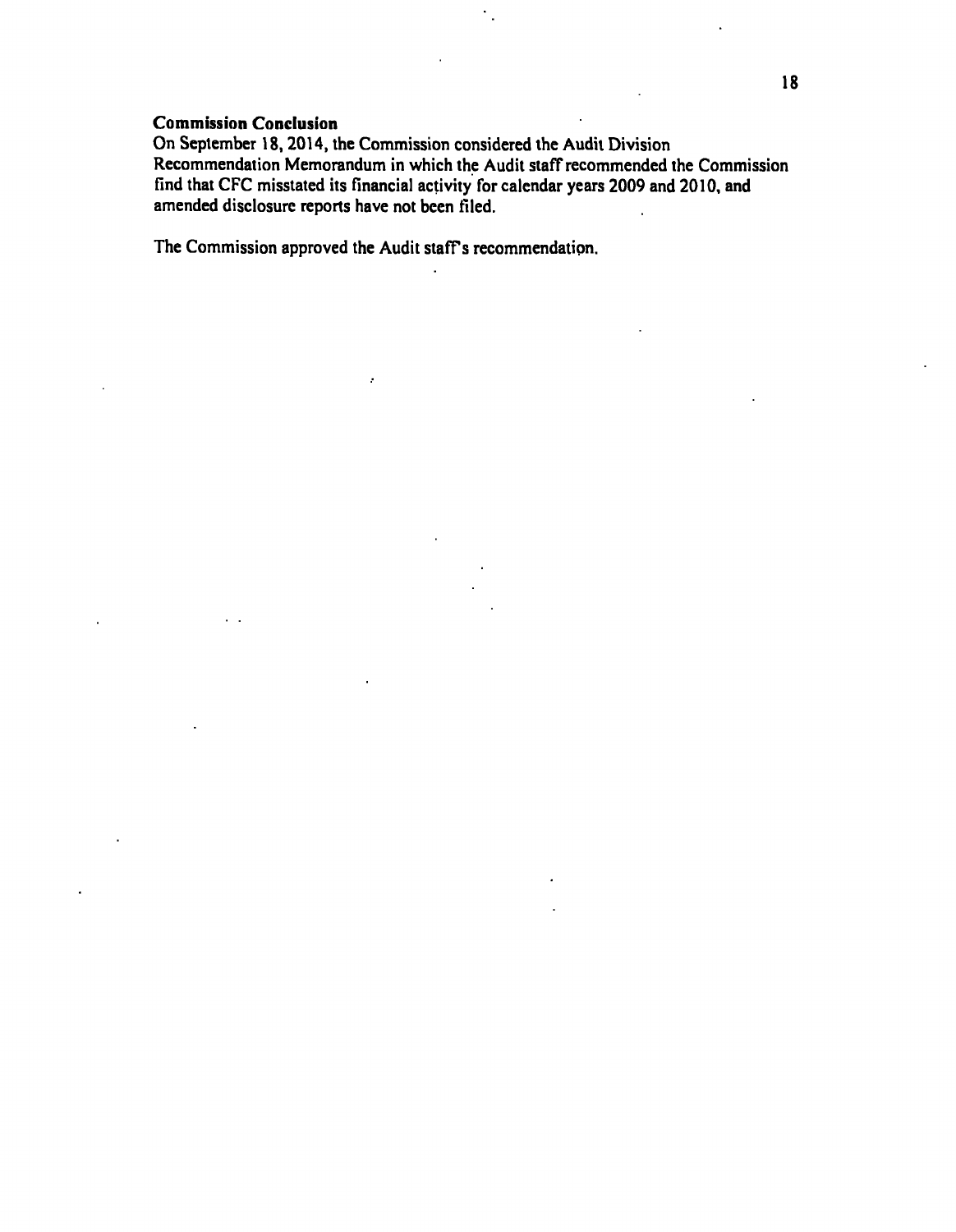**Commission Conclusion**

On September 18, 2014, the Commission considered the Audit Division Recommendation Memorandum in which the Audit staff recommended the Commission find that CFC misstated its financial activity for calendar years 2009 and 2010, and amended disclosure reports have not been filed.

The Commission approved the Audit staff's recommendation.